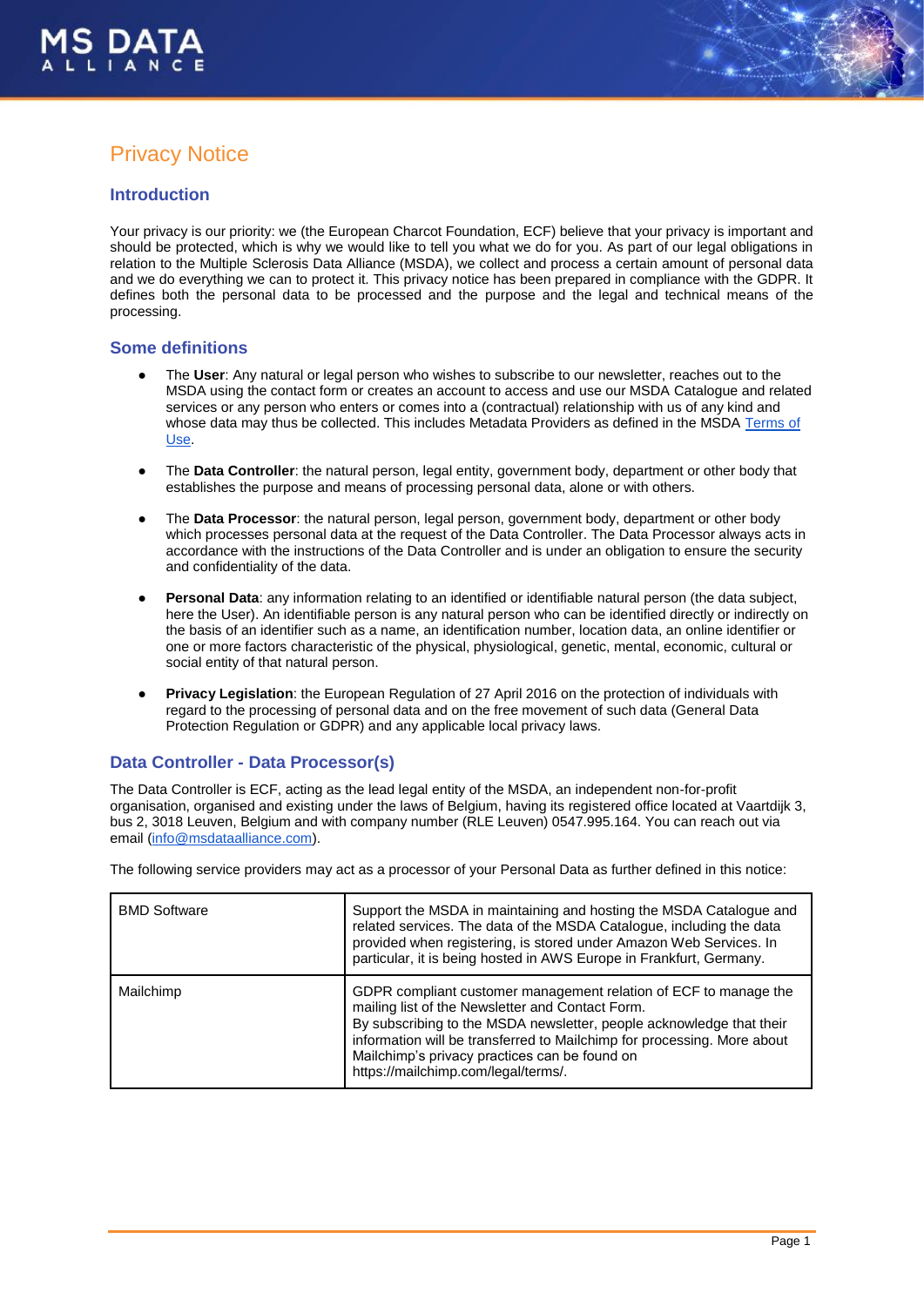# Privacy Notice

## Introduction

Your privacy is our priority: we (the European Charcot Foundation, ECF) believe that your privacy is important and should be protected, which is why we would like to tell you what we do for you. As part of our legal obligations in relation to the Multiple Sclerosis Data Alliance (MSDA), we collect and process a certain amount of personal data and we do everything we can to protect it. This privacy notice has been prepared in compliance with the GDPR. It defines both the personal data to be processed and the purpose and the legal and technical means of the processing.

## Some definitions

- The **User**: Any natural or legal person who wishes to subscribe to our newsletter, reaches out to the MSDA using the contact form or creates an account to access and use our MSDA Catalogue and related services or any person who enters or comes into a (contractual) relationship with us of any kind and whose data may thus be collected. This includes Metadata Providers as defined in the MSDA Terms of Use.

- The **Data Controller**: the natural person, legal entity, government body, department or other body that establishes the purpose and means of processing personal data, alone or with others.

- The **Data Processor**: the natural person, legal person, government body, department or other body which processes personal data at the request of the Data Controller. The Data Processor always acts in accordance with the instructions of the Data Controller and is under an obligation to ensure the security and confidentiality of the data.

- **Personal Data**: any information relating to an identified or identifiable natural person (the data subject, here the User). An identifiable person is any natural person who can be identified directly or indirectly on the basis of an identifier such as a name, an identification number, location data, an online identifier or one or more factors characteristic of the physical, physiological, genetic, mental, economic, cultural or social entity of that natural person.

- **Privacy Legislation**: the European Regulation of 27 April 2016 on the protection of individuals with regard to the processing of personal data and on the free movement of such data (General Data Protection Regulation or GDPR) and any applicable local privacy laws.

## Data Controller - Data Processor(s)

The Data Controller is ECF, acting as the lead legal entity of the MSDA, an independent non-for-profit organisation, organised and existing under the laws of Belgium, having its registered office located at Vaartdijk 3, bus 2, 3018 Leuven, Belgium and with company number (RLE Leuven) 0547.995.164. You can reach out via email (info@msdataalliance.com).

The following service providers may act as a processor of your Personal Data as further defined in this notice:

| | |
|---|---|
| BMD Software | Support the MSDA in maintaining and hosting the MSDA Catalogue and related services. The data of the MSDA Catalogue, including the data provided when registering, is stored under Amazon Web Services. In particular, it is being hosted in AWS Europe in Frankfurt, Germany. |
| Mailchimp | GDPR compliant customer management relation of ECF to manage the mailing list of the Newsletter and Contact Form. By subscribing to the MSDA newsletter, people acknowledge that their information will be transferred to Mailchimp for processing. More about Mailchimp's privacy practices can be found on https://mailchimp.com/legal/terms/. |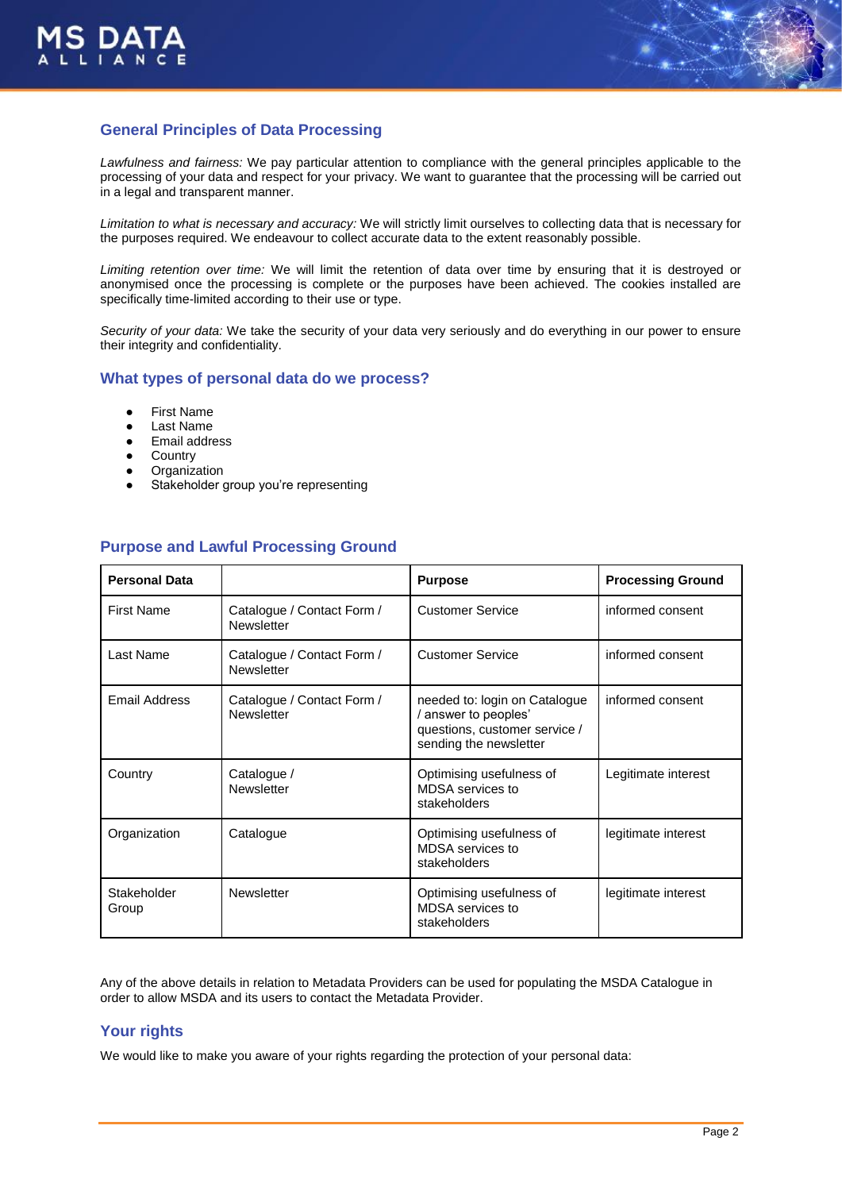## General Principles of Data Processing

*Lawfulness and fairness:* We pay particular attention to compliance with the general principles applicable to the processing of your data and respect for your privacy. We want to guarantee that the processing will be carried out in a legal and transparent manner.

*Limitation to what is necessary and accuracy:* We will strictly limit ourselves to collecting data that is necessary for the purposes required. We endeavour to collect accurate data to the extent reasonably possible.

*Limiting retention over time:* We will limit the retention of data over time by ensuring that it is destroyed or anonymised once the processing is complete or the purposes have been achieved. The cookies installed are specifically time-limited according to their use or type.

*Security of your data:* We take the security of your data very seriously and do everything in our power to ensure their integrity and confidentiality.

## What types of personal data do we process?

- First Name
- Last Name
- Email address
- Country
- Organization
- Stakeholder group you're representing

## Purpose and Lawful Processing Ground

| Personal Data | | Purpose | Processing Ground |
|---|---|---|---|
| First Name | Catalogue / Contact Form / Newsletter | Customer Service | informed consent |
| Last Name | Catalogue / Contact Form / Newsletter | Customer Service | informed consent |
| Email Address | Catalogue / Contact Form / Newsletter | needed to: login on Catalogue / answer to peoples' questions, customer service / sending the newsletter | informed consent |
| Country | Catalogue / Newsletter | Optimising usefulness of MDSA services to stakeholders | Legitimate interest |
| Organization | Catalogue | Optimising usefulness of MDSA services to stakeholders | legitimate interest |
| Stakeholder Group | Newsletter | Optimising usefulness of MDSA services to stakeholders | legitimate interest |

Any of the above details in relation to Metadata Providers can be used for populating the MSDA Catalogue in order to allow MSDA and its users to contact the Metadata Provider.

## Your rights

We would like to make you aware of your rights regarding the protection of your personal data: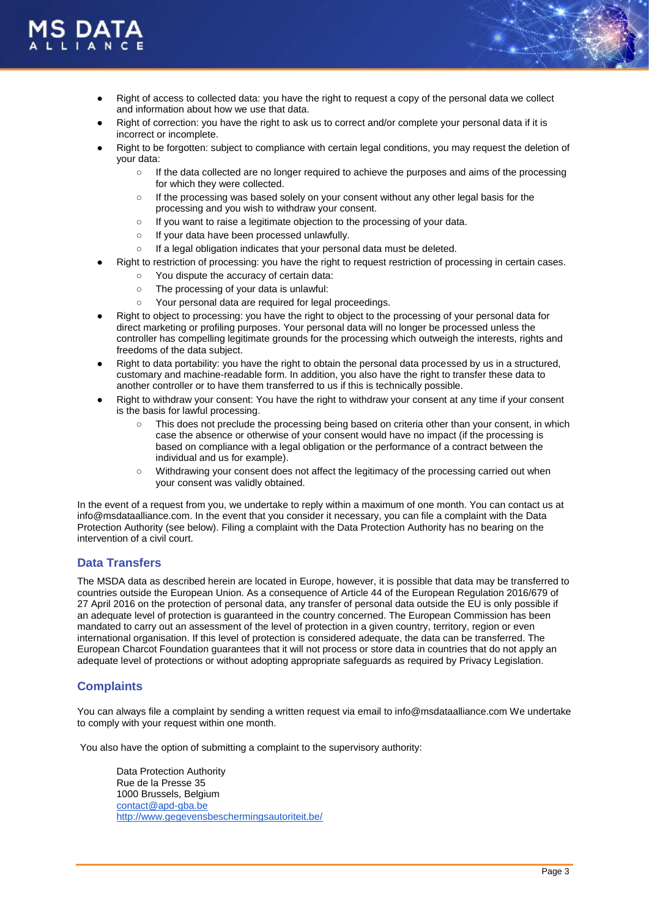- Right of access to collected data: you have the right to request a copy of the personal data we collect and information about how we use that data.
- Right of correction: you have the right to ask us to correct and/or complete your personal data if it is incorrect or incomplete.
- Right to be forgotten: subject to compliance with certain legal conditions, you may request the deletion of your data:
  - If the data collected are no longer required to achieve the purposes and aims of the processing for which they were collected.
  - If the processing was based solely on your consent without any other legal basis for the processing and you wish to withdraw your consent.
  - If you want to raise a legitimate objection to the processing of your data.
  - If your data have been processed unlawfully.
  - If a legal obligation indicates that your personal data must be deleted.
- Right to restriction of processing: you have the right to request restriction of processing in certain cases.
  - You dispute the accuracy of certain data:
  - The processing of your data is unlawful:
  - Your personal data are required for legal proceedings.
- Right to object to processing: you have the right to object to the processing of your personal data for direct marketing or profiling purposes. Your personal data will no longer be processed unless the controller has compelling legitimate grounds for the processing which outweigh the interests, rights and freedoms of the data subject.
- Right to data portability: you have the right to obtain the personal data processed by us in a structured, customary and machine-readable form. In addition, you also have the right to transfer these data to another controller or to have them transferred to us if this is technically possible.
- Right to withdraw your consent: You have the right to withdraw your consent at any time if your consent is the basis for lawful processing.
  - This does not preclude the processing being based on criteria other than your consent, in which case the absence or otherwise of your consent would have no impact (if the processing is based on compliance with a legal obligation or the performance of a contract between the individual and us for example).
  - Withdrawing your consent does not affect the legitimacy of the processing carried out when your consent was validly obtained.

In the event of a request from you, we undertake to reply within a maximum of one month. You can contact us at info@msdataalliance.com. In the event that you consider it necessary, you can file a complaint with the Data Protection Authority (see below). Filing a complaint with the Data Protection Authority has no bearing on the intervention of a civil court.

## Data Transfers

The MSDA data as described herein are located in Europe, however, it is possible that data may be transferred to countries outside the European Union. As a consequence of Article 44 of the European Regulation 2016/679 of 27 April 2016 on the protection of personal data, any transfer of personal data outside the EU is only possible if an adequate level of protection is guaranteed in the country concerned. The European Commission has been mandated to carry out an assessment of the level of protection in a given country, territory, region or even international organisation. If this level of protection is considered adequate, the data can be transferred. The European Charcot Foundation guarantees that it will not process or store data in countries that do not apply an adequate level of protections or without adopting appropriate safeguards as required by Privacy Legislation.

## Complaints

You can always file a complaint by sending a written request via email to info@msdataalliance.com We undertake to comply with your request within one month.

You also have the option of submitting a complaint to the supervisory authority:

Data Protection Authority
Rue de la Presse 35
1000 Brussels, Belgium
contact@apd-gba.be
http://www.gegevensbeschermingsautoriteit.be/